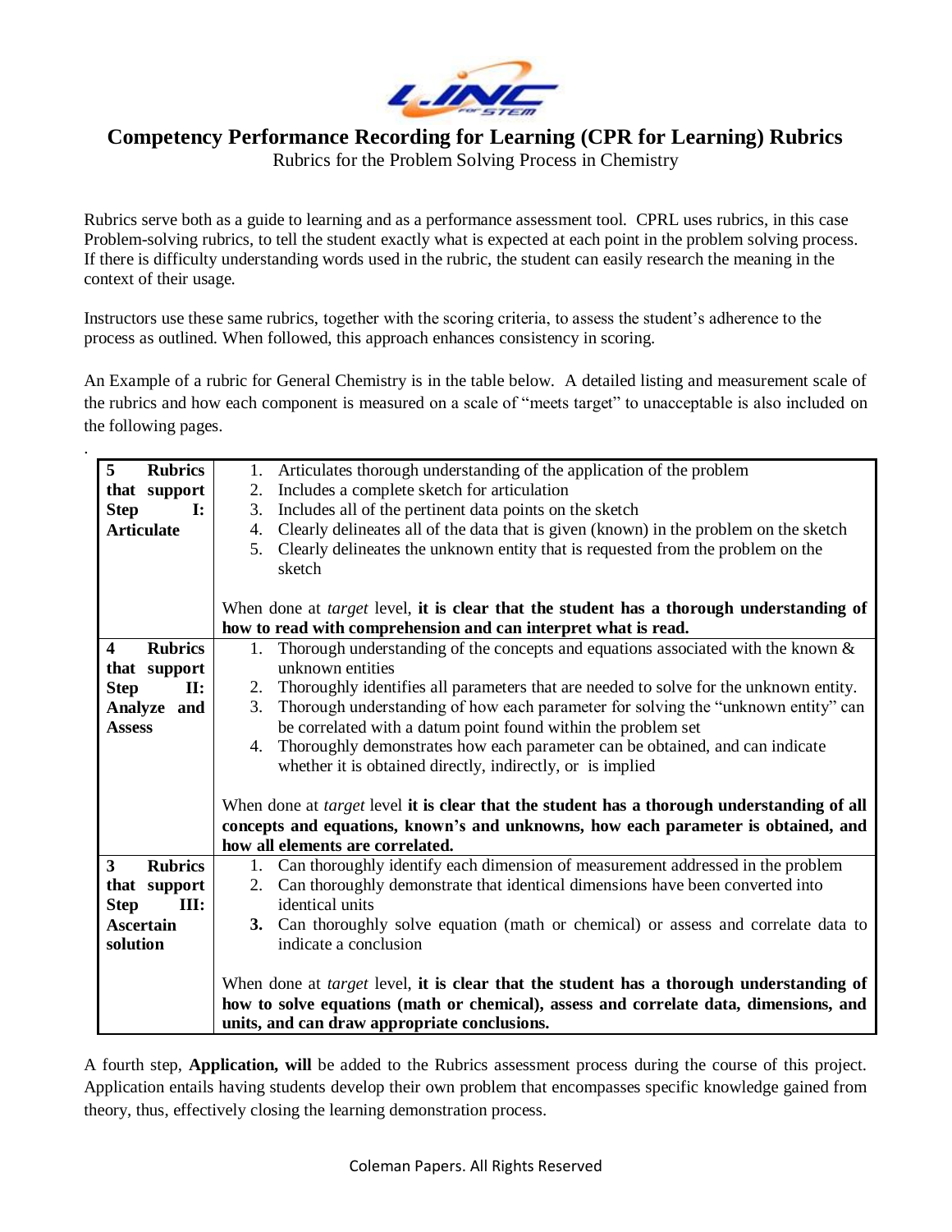# Competency Performance Recording for Learning (CPR for Learning) Rubrics

Rubrics for the Problem Solving Process in Chemistry

Rubrics serve both as a guide to learning and as a performance assessment tool. CPRL uses rubrics, in this case Problem-solving rubrics, to tell the student exactly what is expected at each point in the problem solving process. If there is difficulty understanding words used in the rubric, the student can easily research the meaning in the context of their usage.

Instructors use these same rubrics, together with the scoring criteria, to assess the student's adherence to the process as outlined. When followed, this approach enhances consistency in scoring.

An Example of a rubric for General Chemistry is in the table below. A detailed listing and measurement scale of the rubrics and how each component is measured on a scale of "meets target" to unacceptable is also included on the following pages.

| | |
|---|---|
| **5 Rubrics that support Step I: Articulate** | 1. Articulates thorough understanding of the application of the problem<br>2. Includes a complete sketch for articulation<br>3. Includes all of the pertinent data points on the sketch<br>4. Clearly delineates all of the data that is given (known) in the problem on the sketch<br>5. Clearly delineates the unknown entity that is requested from the problem on the sketch<br><br>When done at *target* level, **it is clear that the student has a thorough understanding of how to read with comprehension and can interpret what is read.** |
| **4 Rubrics that support Step II: Analyze and Assess** | 1. Thorough understanding of the concepts and equations associated with the known & unknown entities<br>2. Thoroughly identifies all parameters that are needed to solve for the unknown entity.<br>3. Thorough understanding of how each parameter for solving the "unknown entity" can be correlated with a datum point found within the problem set<br>4. Thoroughly demonstrates how each parameter can be obtained, and can indicate whether it is obtained directly, indirectly, or is implied<br><br>When done at *target* level **it is clear that the student has a thorough understanding of all concepts and equations, known's and unknowns, how each parameter is obtained, and how all elements are correlated.** |
| **3 Rubrics that support Step III: Ascertain solution** | 1. Can thoroughly identify each dimension of measurement addressed in the problem<br>2. Can thoroughly demonstrate that identical dimensions have been converted into identical units<br>**3.** Can thoroughly solve equation (math or chemical) or assess and correlate data to indicate a conclusion<br><br>When done at *target* level, **it is clear that the student has a thorough understanding of how to solve equations (math or chemical), assess and correlate data, dimensions, and units, and can draw appropriate conclusions.** |

A fourth step, **Application, will** be added to the Rubrics assessment process during the course of this project. Application entails having students develop their own problem that encompasses specific knowledge gained from theory, thus, effectively closing the learning demonstration process.

Coleman Papers. All Rights Reserved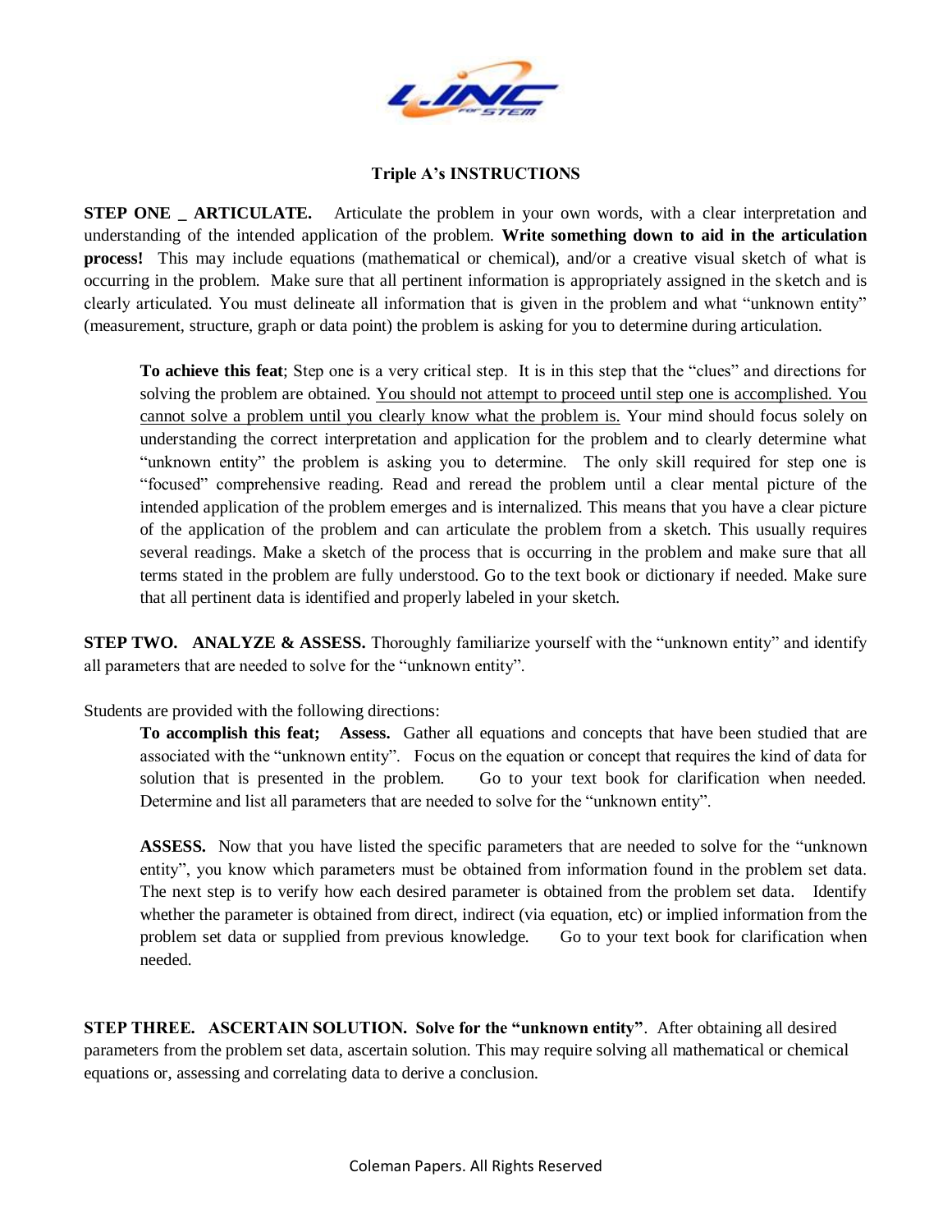## Triple A's INSTRUCTIONS

**STEP ONE _ ARTICULATE.** Articulate the problem in your own words, with a clear interpretation and understanding of the intended application of the problem. **Write something down to aid in the articulation process!** This may include equations (mathematical or chemical), and/or a creative visual sketch of what is occurring in the problem. Make sure that all pertinent information is appropriately assigned in the sketch and is clearly articulated. You must delineate all information that is given in the problem and what "unknown entity" (measurement, structure, graph or data point) the problem is asking for you to determine during articulation.

> **To achieve this feat**; Step one is a very critical step. It is in this step that the "clues" and directions for solving the problem are obtained. <u>You should not attempt to proceed until step one is accomplished. You cannot solve a problem until you clearly know what the problem is.</u> Your mind should focus solely on understanding the correct interpretation and application for the problem and to clearly determine what "unknown entity" the problem is asking you to determine. The only skill required for step one is "focused" comprehensive reading. Read and reread the problem until a clear mental picture of the intended application of the problem emerges and is internalized. This means that you have a clear picture of the application of the problem and can articulate the problem from a sketch. This usually requires several readings. Make a sketch of the process that is occurring in the problem and make sure that all terms stated in the problem are fully understood. Go to the text book or dictionary if needed. Make sure that all pertinent data is identified and properly labeled in your sketch.

**STEP TWO. ANALYZE & ASSESS.** Thoroughly familiarize yourself with the "unknown entity" and identify all parameters that are needed to solve for the "unknown entity".

Students are provided with the following directions:

> **To accomplish this feat; Assess.** Gather all equations and concepts that have been studied that are associated with the "unknown entity". Focus on the equation or concept that requires the kind of data for solution that is presented in the problem. Go to your text book for clarification when needed. Determine and list all parameters that are needed to solve for the "unknown entity".
>
> **ASSESS.** Now that you have listed the specific parameters that are needed to solve for the "unknown entity", you know which parameters must be obtained from information found in the problem set data. The next step is to verify how each desired parameter is obtained from the problem set data. Identify whether the parameter is obtained from direct, indirect (via equation, etc) or implied information from the problem set data or supplied from previous knowledge. Go to your text book for clarification when needed.

**STEP THREE. ASCERTAIN SOLUTION. Solve for the "unknown entity"**. After obtaining all desired parameters from the problem set data, ascertain solution. This may require solving all mathematical or chemical equations or, assessing and correlating data to derive a conclusion.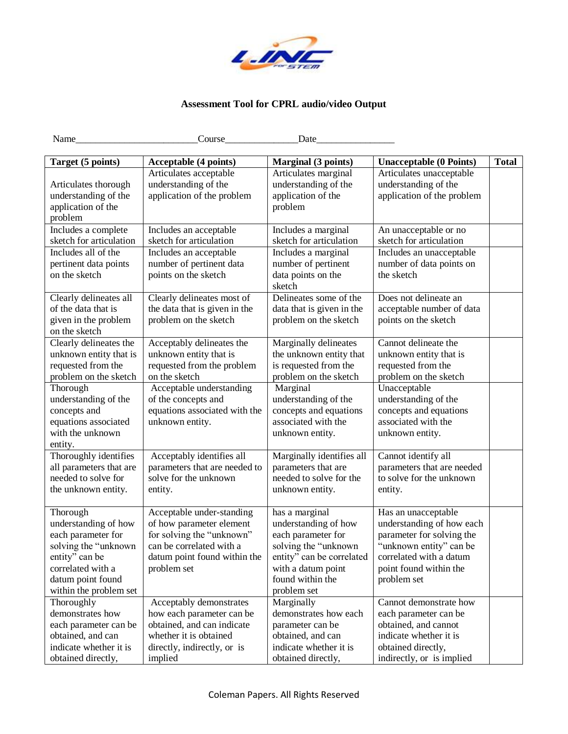### Assessment Tool for CPRL audio/video Output

Name________________________Course______________Date________________

| Target (5 points) | Acceptable (4 points) | Marginal (3 points) | Unacceptable (0 Points) | Total |
|---|---|---|---|---|
| Articulates thorough understanding of the application of the problem | Articulates acceptable understanding of the application of the problem | Articulates marginal understanding of the application of the problem | Articulates unacceptable understanding of the application of the problem | |
| Includes a complete sketch for articulation | Includes an acceptable sketch for articulation | Includes a marginal sketch for articulation | An unacceptable or no sketch for articulation | |
| Includes all of the pertinent data points on the sketch | Includes an acceptable number of pertinent data points on the sketch | Includes a marginal number of pertinent data points on the sketch | Includes an unacceptable number of data points on the sketch | |
| Clearly delineates all of the data that is given in the problem on the sketch | Clearly delineates most of the data that is given in the problem on the sketch | Delineates some of the data that is given in the problem on the sketch | Does not delineate an acceptable number of data points on the sketch | |
| Clearly delineates the unknown entity that is requested from the problem on the sketch | Acceptably delineates the unknown entity that is requested from the problem on the sketch | Marginally delineates the unknown entity that is requested from the problem on the sketch | Cannot delineate the unknown entity that is requested from the problem on the sketch | |
| Thorough understanding of the concepts and equations associated with the unknown entity. | Acceptable understanding of the concepts and equations associated with the unknown entity. | Marginal understanding of the concepts and equations associated with the unknown entity. | Unacceptable understanding of the concepts and equations associated with the unknown entity. | |
| Thoroughly identifies all parameters that are needed to solve for the unknown entity. | Acceptably identifies all parameters that are needed to solve for the unknown entity. | Marginally identifies all parameters that are needed to solve for the unknown entity. | Cannot identify all parameters that are needed to solve for the unknown entity. | |
| Thorough understanding of how each parameter for solving the "unknown entity" can be correlated with a datum point found within the problem set | Acceptable under-standing of how parameter element for solving the "unknown" can be correlated with a datum point found within the problem set | has a marginal understanding of how each parameter for solving the "unknown entity" can be correlated with a datum point found within the problem set | Has an unacceptable understanding of how each parameter for solving the "unknown entity" can be correlated with a datum point found within the problem set | |
| Thoroughly demonstrates how each parameter can be obtained, and can indicate whether it is obtained directly, | Acceptably demonstrates how each parameter can be obtained, and can indicate whether it is obtained directly, indirectly, or is implied | Marginally demonstrates how each parameter can be obtained, and can indicate whether it is obtained directly, | Cannot demonstrate how each parameter can be obtained, and cannot indicate whether it is obtained directly, indirectly, or is implied | |

Coleman Papers. All Rights Reserved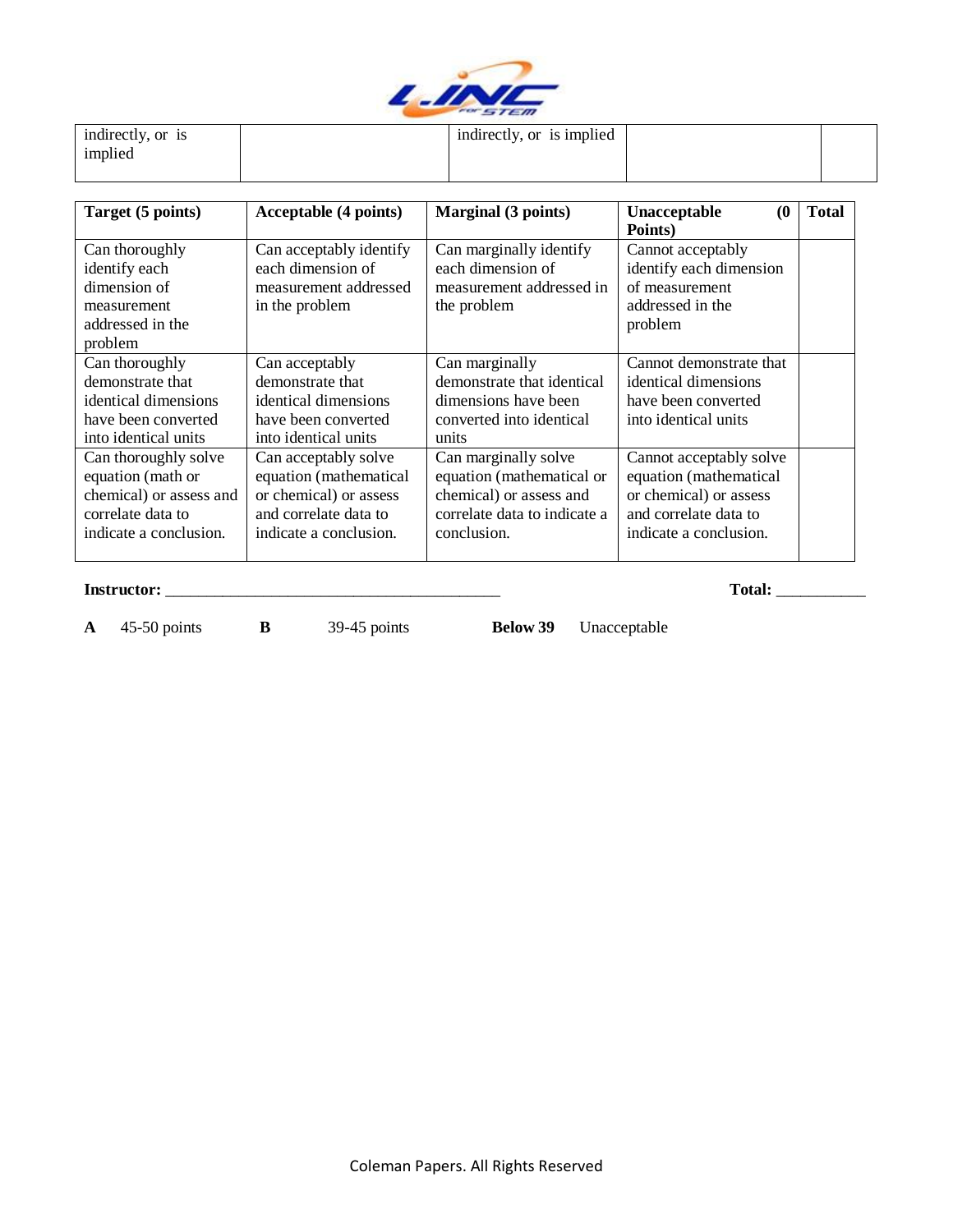| | | | | |
|---|---|---|---|---|
| indirectly, or is implied | | indirectly, or is implied | | |

| Target (5 points) | Acceptable (4 points) | Marginal (3 points) | Unacceptable (0 Points) | Total |
|---|---|---|---|---|
| Can thoroughly identify each dimension of measurement addressed in the problem | Can acceptably identify each dimension of measurement addressed in the problem | Can marginally identify each dimension of measurement addressed in the problem | Cannot acceptably identify each dimension of measurement addressed in the problem | |
| Can thoroughly demonstrate that identical dimensions have been converted into identical units | Can acceptably demonstrate that identical dimensions have been converted into identical units | Can marginally demonstrate that identical dimensions have been converted into identical units | Cannot demonstrate that identical dimensions have been converted into identical units | |
| Can thoroughly solve equation (math or chemical) or assess and correlate data to indicate a conclusion. | Can acceptably solve equation (mathematical or chemical) or assess and correlate data to indicate a conclusion. | Can marginally solve equation (mathematical or chemical) or assess and correlate data to indicate a conclusion. | Cannot acceptably solve equation (mathematical or chemical) or assess and correlate data to indicate a conclusion. | |

**Instructor:** ________________________________________ **Total:** __________

**A** 45-50 points **B** 39-45 points **Below 39** Unacceptable